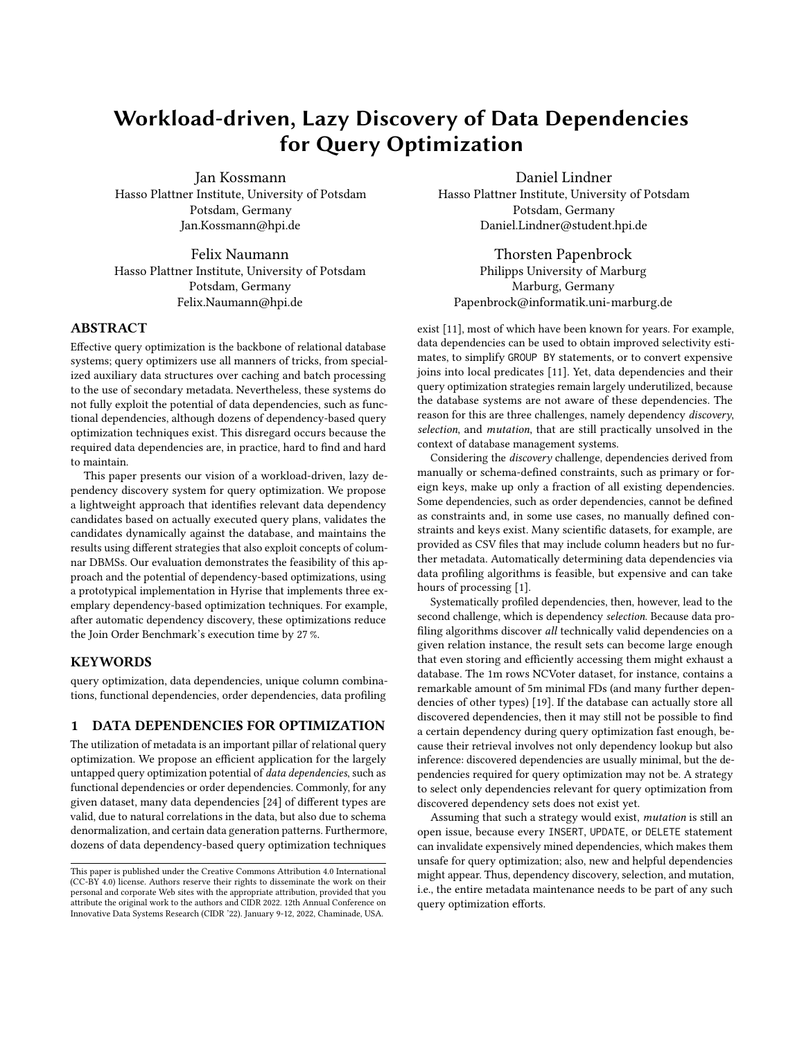# Workload-driven, Lazy Discovery of Data Dependencies for Query Optimization

Jan Kossmann
Hasso Plattner Institute, University of Potsdam
Potsdam, Germany
Jan.Kossmann@hpi.de

Daniel Lindner
Hasso Plattner Institute, University of Potsdam
Potsdam, Germany
Daniel.Lindner@student.hpi.de

Felix Naumann
Hasso Plattner Institute, University of Potsdam
Potsdam, Germany
Felix.Naumann@hpi.de

Thorsten Papenbrock
Philipps University of Marburg
Marburg, Germany
Papenbrock@informatik.uni-marburg.de

## ABSTRACT

Effective query optimization is the backbone of relational database systems; query optimizers use all manners of tricks, from specialized auxiliary data structures over caching and batch processing to the use of secondary metadata. Nevertheless, these systems do not fully exploit the potential of data dependencies, such as functional dependencies, although dozens of dependency-based query optimization techniques exist. This disregard occurs because the required data dependencies are, in practice, hard to find and hard to maintain.

This paper presents our vision of a workload-driven, lazy dependency discovery system for query optimization. We propose a lightweight approach that identifies relevant data dependency candidates based on actually executed query plans, validates the candidates dynamically against the database, and maintains the results using different strategies that also exploit concepts of columnar DBMSs. Our evaluation demonstrates the feasibility of this approach and the potential of dependency-based optimizations, using a prototypical implementation in Hyrise that implements three exemplary dependency-based optimization techniques. For example, after automatic dependency discovery, these optimizations reduce the Join Order Benchmark's execution time by 27 %.

## KEYWORDS

query optimization, data dependencies, unique column combinations, functional dependencies, order dependencies, data profiling

## 1 DATA DEPENDENCIES FOR OPTIMIZATION

The utilization of metadata is an important pillar of relational query optimization. We propose an efficient application for the largely untapped query optimization potential of *data dependencies*, such as functional dependencies or order dependencies. Commonly, for any given dataset, many data dependencies [24] of different types are valid, due to natural correlations in the data, but also due to schema denormalization, and certain data generation patterns. Furthermore, dozens of data dependency-based query optimization techniques exist [11], most of which have been known for years. For example, data dependencies can be used to obtain improved selectivity estimates, to simplify `GROUP BY` statements, or to convert expensive joins into local predicates [11]. Yet, data dependencies and their query optimization strategies remain largely underutilized, because the database systems are not aware of these dependencies. The reason for this are three challenges, namely dependency *discovery*, *selection*, and *mutation*, that are still practically unsolved in the context of database management systems.

Considering the *discovery* challenge, dependencies derived from manually or schema-defined constraints, such as primary or foreign keys, make up only a fraction of all existing dependencies. Some dependencies, such as order dependencies, cannot be defined as constraints and, in some use cases, no manually defined constraints and keys exist. Many scientific datasets, for example, are provided as CSV files that may include column headers but no further metadata. Automatically determining data dependencies via data profiling algorithms is feasible, but expensive and can take hours of processing [1].

Systematically profiled dependencies, then, however, lead to the second challenge, which is dependency *selection*. Because data profiling algorithms discover *all* technically valid dependencies on a given relation instance, the result sets can become large enough that even storing and efficiently accessing them might exhaust a database. The 1m rows NCVoter dataset, for instance, contains a remarkable amount of 5m minimal FDs (and many further dependencies of other types) [19]. If the database can actually store all discovered dependencies, then it may still not be possible to find a certain dependency during query optimization fast enough, because their retrieval involves not only dependency lookup but also inference: discovered dependencies are usually minimal, but the dependencies required for query optimization may not be. A strategy to select only dependencies relevant for query optimization from discovered dependency sets does not exist yet.

Assuming that such a strategy would exist, *mutation* is still an open issue, because every `INSERT`, `UPDATE`, or `DELETE` statement can invalidate expensively mined dependencies, which makes them unsafe for query optimization; also, new and helpful dependencies might appear. Thus, dependency discovery, selection, and mutation, i.e., the entire metadata maintenance needs to be part of any such query optimization efforts.

This paper is published under the Creative Commons Attribution 4.0 International (CC-BY 4.0) license. Authors reserve their rights to disseminate the work on their personal and corporate Web sites with the appropriate attribution, provided that you attribute the original work to the authors and CIDR 2022. 12th Annual Conference on Innovative Data Systems Research (CIDR '22). January 9-12, 2022, Chaminade, USA.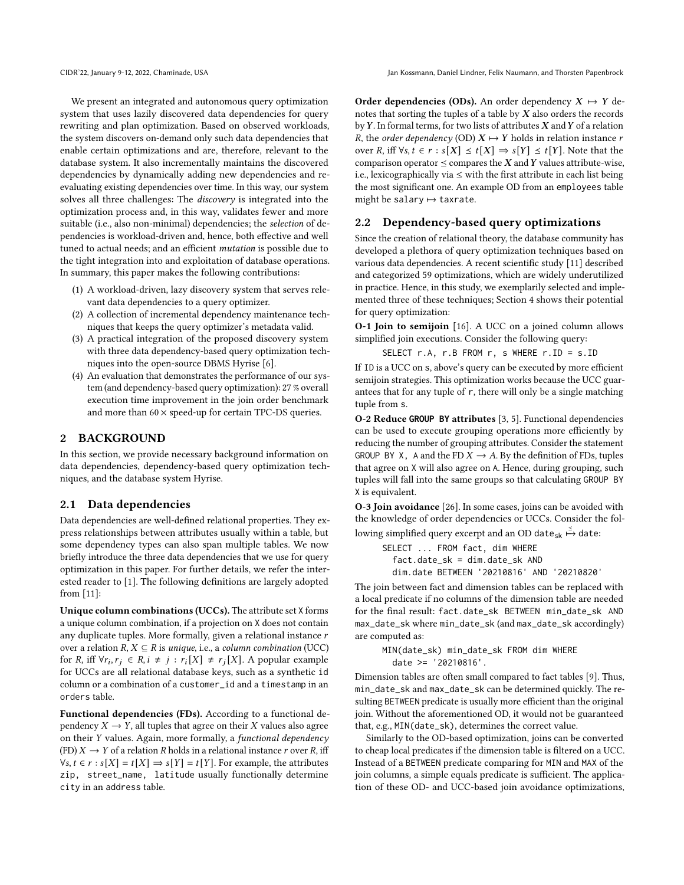We present an integrated and autonomous query optimization system that uses lazily discovered data dependencies for query rewriting and plan optimization. Based on observed workloads, the system discovers on-demand only such data dependencies that enable certain optimizations and are, therefore, relevant to the database system. It also incrementally maintains the discovered dependencies by dynamically adding new dependencies and re-evaluating existing dependencies over time. In this way, our system solves all three challenges: The *discovery* is integrated into the optimization process and, in this way, validates fewer and more suitable (i.e., also non-minimal) dependencies; the *selection* of dependencies is workload-driven and, hence, both effective and well tuned to actual needs; and an efficient *mutation* is possible due to the tight integration into and exploitation of database operations. In summary, this paper makes the following contributions:

1. A workload-driven, lazy discovery system that serves relevant data dependencies to a query optimizer.
2. A collection of incremental dependency maintenance techniques that keeps the query optimizer's metadata valid.
3. A practical integration of the proposed discovery system with three data dependency-based query optimization techniques into the open-source DBMS Hyrise [6].
4. An evaluation that demonstrates the performance of our system (and dependency-based query optimization): 27 % overall execution time improvement in the join order benchmark and more than 60 × speed-up for certain TPC-DS queries.

## 2 BACKGROUND

In this section, we provide necessary background information on data dependencies, dependency-based query optimization techniques, and the database system Hyrise.

### 2.1 Data dependencies

Data dependencies are well-defined relational properties. They express relationships between attributes usually within a table, but some dependency types can also span multiple tables. We now briefly introduce the three data dependencies that we use for query optimization in this paper. For further details, we refer the interested reader to [1]. The following definitions are largely adopted from [11]:

**Unique column combinations (UCCs).** The attribute set X forms a unique column combination, if a projection on X does not contain any duplicate tuples. More formally, given a relational instance $r$ over a relation $R$, $X \subseteq R$ is *unique*, i.e., a *column combination* (UCC) for $R$, iff $\forall r_i, r_j \in R, i \neq j : r_i[X] \neq r_j[X]$. A popular example for UCCs are all relational database keys, such as a synthetic `id` column or a combination of a `customer_id` and a `timestamp` in an `orders` table.

**Functional dependencies (FDs).** According to a functional dependency $X \rightarrow Y$, all tuples that agree on their $X$ values also agree on their $Y$ values. Again, more formally, a *functional dependency* (FD) $X \rightarrow Y$ of a relation $R$ holds in a relational instance $r$ over $R$, iff $\forall s, t \in r : s[X] = t[X] \Rightarrow s[Y] = t[Y]$. For example, the attributes `zip, street_name, latitude` usually functionally determine `city` in an `address` table.

**Order dependencies (ODs).** An order dependency $X \mapsto Y$ denotes that sorting the tuples of a table by $X$ also orders the records by $Y$. In formal terms, for two lists of attributes $X$ and $Y$ of a relation $R$, the *order dependency* (OD) $X \mapsto Y$ holds in relation instance $r$ over $R$, iff $\forall s, t \in r : s[X] \preceq t[X] \Rightarrow s[Y] \preceq t[Y]$. Note that the comparison operator $\preceq$ compares the $X$ and $Y$ values attribute-wise, i.e., lexicographically via $\leq$ with the first attribute in each list being the most significant one. An example OD from an `employees` table might be `salary` $\mapsto$ `taxrate`.

### 2.2 Dependency-based query optimizations

Since the creation of relational theory, the database community has developed a plethora of query optimization techniques based on various data dependencies. A recent scientific study [11] described and categorized 59 optimizations, which are widely underutilized in practice. Hence, in this study, we exemplarily selected and implemented three of these techniques; Section 4 shows their potential for query optimization:

**O-1 Join to semijoin** [16]. A UCC on a joined column allows simplified join executions. Consider the following query:

```
SELECT r.A, r.B FROM r, s WHERE r.ID = s.ID
```

If ID is a UCC on s, above's query can be executed by more efficient semijoin strategies. This optimization works because the UCC guarantees that for any tuple of r, there will only be a single matching tuple from s.

**O-2 Reduce GROUP BY attributes** [3, 5]. Functional dependencies can be used to execute grouping operations more efficiently by reducing the number of grouping attributes. Consider the statement GROUP BY X, A and the FD $X \rightarrow A$. By the definition of FDs, tuples that agree on X will also agree on A. Hence, during grouping, such tuples will fall into the same groups so that calculating GROUP BY X is equivalent.

**O-3 Join avoidance** [26]. In some cases, joins can be avoided with the knowledge of order dependencies or UCCs. Consider the following simplified query excerpt and an OD $\text{date}_{\text{sk}} \overset{\leq}{\mapsto} \text{date}$:

```
SELECT ... FROM fact, dim WHERE
  fact.date_sk = dim.date_sk AND
  dim.date BETWEEN '20210816' AND '20210820'
```

The join between fact and dimension tables can be replaced with a local predicate if no columns of the dimension table are needed for the final result: `fact.date_sk BETWEEN min_date_sk AND max_date_sk` where `min_date_sk` (and `max_date_sk` accordingly) are computed as:

```
MIN(date_sk) min_date_sk FROM dim WHERE
  date >= '20210816'.
```

Dimension tables are often small compared to fact tables [9]. Thus, `min_date_sk` and `max_date_sk` can be determined quickly. The resulting BETWEEN predicate is usually more efficient than the original join. Without the aforementioned OD, it would not be guaranteed that, e.g., MIN(date_sk), determines the correct value.

Similarly to the OD-based optimization, joins can be converted to cheap local predicates if the dimension table is filtered on a UCC. Instead of a BETWEEN predicate comparing for MIN and MAX of the join columns, a simple equals predicate is sufficient. The application of these OD- and UCC-based join avoidance optimizations,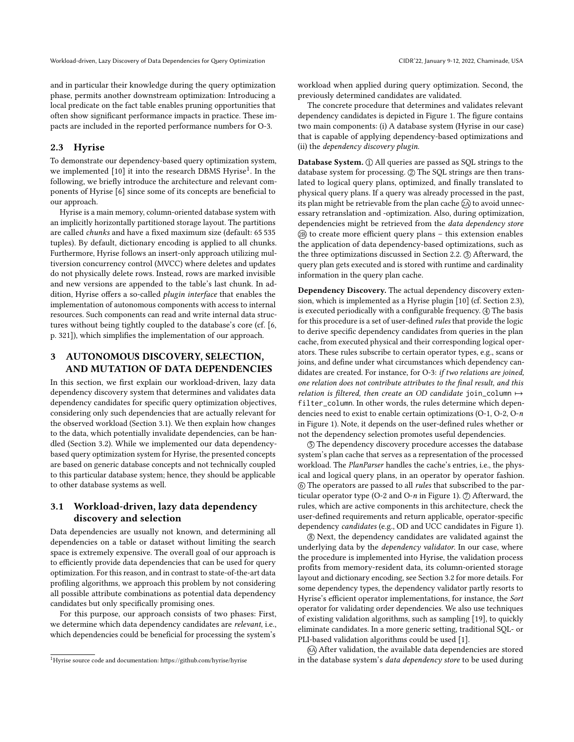and in particular their knowledge during the query optimization phase, permits another downstream optimization: Introducing a local predicate on the fact table enables pruning opportunities that often show significant performance impacts in practice. These impacts are included in the reported performance numbers for O-3.

### 2.3 Hyrise

To demonstrate our dependency-based query optimization system, we implemented [10] it into the research DBMS Hyrise[1]. In the following, we briefly introduce the architecture and relevant components of Hyrise [6] since some of its concepts are beneficial to our approach.

Hyrise is a main memory, column-oriented database system with an implicitly horizontally partitioned storage layout. The partitions are called *chunks* and have a fixed maximum size (default: 65 535 tuples). By default, dictionary encoding is applied to all chunks. Furthermore, Hyrise follows an insert-only approach utilizing multiversion concurrency control (MVCC) where deletes and updates do not physically delete rows. Instead, rows are marked invisible and new versions are appended to the table's last chunk. In addition, Hyrise offers a so-called *plugin interface* that enables the implementation of autonomous components with access to internal resources. Such components can read and write internal data structures without being tightly coupled to the database's core (cf. [6, p. 321]), which simplifies the implementation of our approach.

## 3 AUTONOMOUS DISCOVERY, SELECTION, AND MUTATION OF DATA DEPENDENCIES

In this section, we first explain our workload-driven, lazy data dependency discovery system that determines and validates data dependency candidates for specific query optimization objectives, considering only such dependencies that are actually relevant for the observed workload (Section 3.1). We then explain how changes to the data, which potentially invalidate dependencies, can be handled (Section 3.2). While we implemented our data dependency-based query optimization system for Hyrise, the presented concepts are based on generic database concepts and not technically coupled to this particular database system; hence, they should be applicable to other database systems as well.

### 3.1 Workload-driven, lazy data dependency discovery and selection

Data dependencies are usually not known, and determining all dependencies on a table or dataset without limiting the search space is extremely expensive. The overall goal of our approach is to efficiently provide data dependencies that can be used for query optimization. For this reason, and in contrast to state-of-the-art data profiling algorithms, we approach this problem by not considering all possible attribute combinations as potential data dependency candidates but only specifically promising ones.

For this purpose, our approach consists of two phases: First, we determine which data dependency candidates are *relevant*, i.e., which dependencies could be beneficial for processing the system's workload when applied during query optimization. Second, the previously determined candidates are validated.

The concrete procedure that determines and validates relevant dependency candidates is depicted in Figure 1. The figure contains two main components: (i) A database system (Hyrise in our case) that is capable of applying dependency-based optimizations and (ii) the *dependency discovery plugin*.

**Database System.** ① All queries are passed as SQL strings to the database system for processing. ② The SQL strings are then translated to logical query plans, optimized, and finally translated to physical query plans. If a query was already processed in the past, its plan might be retrievable from the plan cache ②A to avoid unnecessary retranslation and -optimization. Also, during optimization, dependencies might be retrieved from the *data dependency store* ②B to create more efficient query plans – this extension enables the application of data dependency-based optimizations, such as the three optimizations discussed in Section 2.2. ③ Afterward, the query plan gets executed and is stored with runtime and cardinality information in the query plan cache.

**Dependency Discovery.** The actual dependency discovery extension, which is implemented as a Hyrise plugin [10] (cf. Section 2.3), is executed periodically with a configurable frequency. ④ The basis for this procedure is a set of user-defined *rules* that provide the logic to derive specific dependency candidates from queries in the plan cache, from executed physical and their corresponding logical operators. These rules subscribe to certain operator types, e.g., scans or joins, and define under what circumstances which dependency candidates are created. For instance, for O-3: *if two relations are joined, one relation does not contribute attributes to the final result, and this relation is filtered, then create an OD candidate* `join_column` $\mapsto$ `filter_column`. In other words, the rules determine which dependencies need to exist to enable certain optimizations (O-1, O-2, O-$n$ in Figure 1). Note, it depends on the user-defined rules whether or not the dependency selection promotes useful dependencies.

⑤ The dependency discovery procedure accesses the database system's plan cache that serves as a representation of the processed workload. The *PlanParser* handles the cache's entries, i.e., the physical and logical query plans, in an operator by operator fashion. ⑥ The operators are passed to all *rules* that subscribed to the particular operator type (O-2 and O-$n$ in Figure 1). ⑦ Afterward, the rules, which are active components in this architecture, check the user-defined requirements and return applicable, operator-specific dependency *candidates* (e.g., OD and UCC candidates in Figure 1).

⑧ Next, the dependency candidates are validated against the underlying data by the *dependency validator*. In our case, where the procedure is implemented into Hyrise, the validation process profits from memory-resident data, its column-oriented storage layout and dictionary encoding, see Section 3.2 for more details. For some dependency types, the dependency validator partly resorts to Hyrise's efficient operator implementations, for instance, the *Sort* operator for validating order dependencies. We also use techniques of existing validation algorithms, such as sampling [19], to quickly eliminate candidates. In a more generic setting, traditional SQL- or PLI-based validation algorithms could be used [1].

⑧A After validation, the available data dependencies are stored in the database system's *data dependency store* to be used during

[1] Hyrise source code and documentation: https://github.com/hyrise/hyrise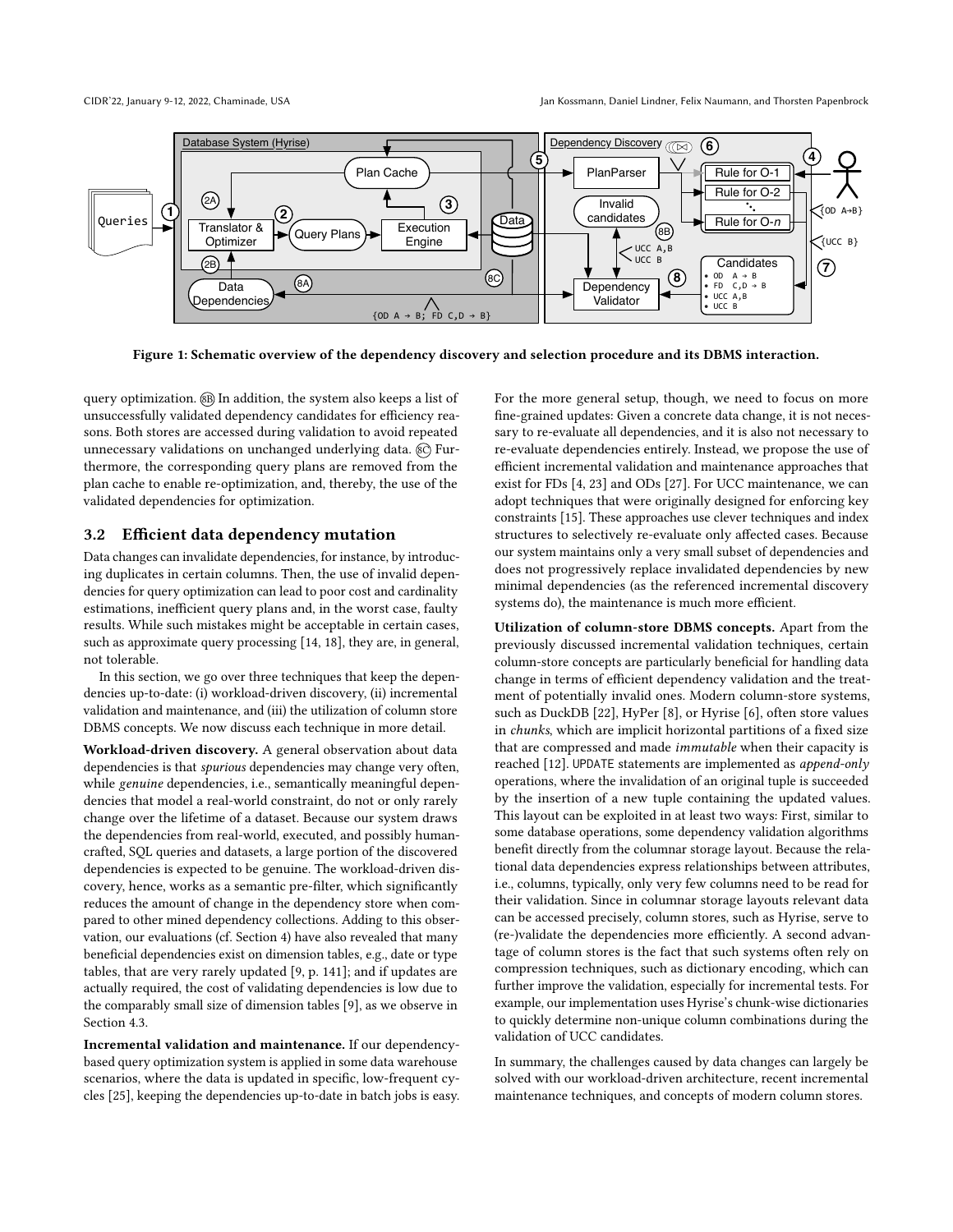Figure 1: Schematic overview of the dependency discovery and selection procedure and its DBMS interaction.

query optimization. (8B) In addition, the system also keeps a list of unsuccessfully validated dependency candidates for efficiency reasons. Both stores are accessed during validation to avoid repeated unnecessary validations on unchanged underlying data. (8C) Furthermore, the corresponding query plans are removed from the plan cache to enable re-optimization, and, thereby, the use of the validated dependencies for optimization.

### 3.2 Efficient data dependency mutation

Data changes can invalidate dependencies, for instance, by introducing duplicates in certain columns. Then, the use of invalid dependencies for query optimization can lead to poor cost and cardinality estimations, inefficient query plans and, in the worst case, faulty results. While such mistakes might be acceptable in certain cases, such as approximate query processing [14, 18], they are, in general, not tolerable.

In this section, we go over three techniques that keep the dependencies up-to-date: (i) workload-driven discovery, (ii) incremental validation and maintenance, and (iii) the utilization of column store DBMS concepts. We now discuss each technique in more detail.

**Workload-driven discovery.** A general observation about data dependencies is that *spurious* dependencies may change very often, while *genuine* dependencies, i.e., semantically meaningful dependencies that model a real-world constraint, do not or only rarely change over the lifetime of a dataset. Because our system draws the dependencies from real-world, executed, and possibly human-crafted, SQL queries and datasets, a large portion of the discovered dependencies is expected to be genuine. The workload-driven discovery, hence, works as a semantic pre-filter, which significantly reduces the amount of change in the dependency store when compared to other mined dependency collections. Adding to this observation, our evaluations (cf. Section 4) have also revealed that many beneficial dependencies exist on dimension tables, e.g., date or type tables, that are very rarely updated [9, p. 141]; and if updates are actually required, the cost of validating dependencies is low due to the comparably small size of dimension tables [9], as we observe in Section 4.3.

**Incremental validation and maintenance.** If our dependency-based query optimization system is applied in some data warehouse scenarios, where the data is updated in specific, low-frequent cycles [25], keeping the dependencies up-to-date in batch jobs is easy. For the more general setup, though, we need to focus on more fine-grained updates: Given a concrete data change, it is not necessary to re-evaluate all dependencies, and it is also not necessary to re-evaluate dependencies entirely. Instead, we propose the use of efficient incremental validation and maintenance approaches that exist for FDs [4, 23] and ODs [27]. For UCC maintenance, we can adopt techniques that were originally designed for enforcing key constraints [15]. These approaches use clever techniques and index structures to selectively re-evaluate only affected cases. Because our system maintains only a very small subset of dependencies and does not progressively replace invalidated dependencies by new minimal dependencies (as the referenced incremental discovery systems do), the maintenance is much more efficient.

**Utilization of column-store DBMS concepts.** Apart from the previously discussed incremental validation techniques, certain column-store concepts are particularly beneficial for handling data change in terms of efficient dependency validation and the treatment of potentially invalid ones. Modern column-store systems, such as DuckDB [22], HyPer [8], or Hyrise [6], often store values in *chunks*, which are implicit horizontal partitions of a fixed size that are compressed and made *immutable* when their capacity is reached [12]. UPDATE statements are implemented as *append-only* operations, where the invalidation of an original tuple is succeeded by the insertion of a new tuple containing the updated values. This layout can be exploited in at least two ways: First, similar to some database operations, some dependency validation algorithms benefit directly from the columnar storage layout. Because the relational data dependencies express relationships between attributes, i.e., columns, typically, only very few columns need to be read for their validation. Since in columnar storage layouts relevant data can be accessed precisely, column stores, such as Hyrise, serve to (re-)validate the dependencies more efficiently. A second advantage of column stores is the fact that such systems often rely on compression techniques, such as dictionary encoding, which can further improve the validation, especially for incremental tests. For example, our implementation uses Hyrise's chunk-wise dictionaries to quickly determine non-unique column combinations during the validation of UCC candidates.

In summary, the challenges caused by data changes can largely be solved with our workload-driven architecture, recent incremental maintenance techniques, and concepts of modern column stores.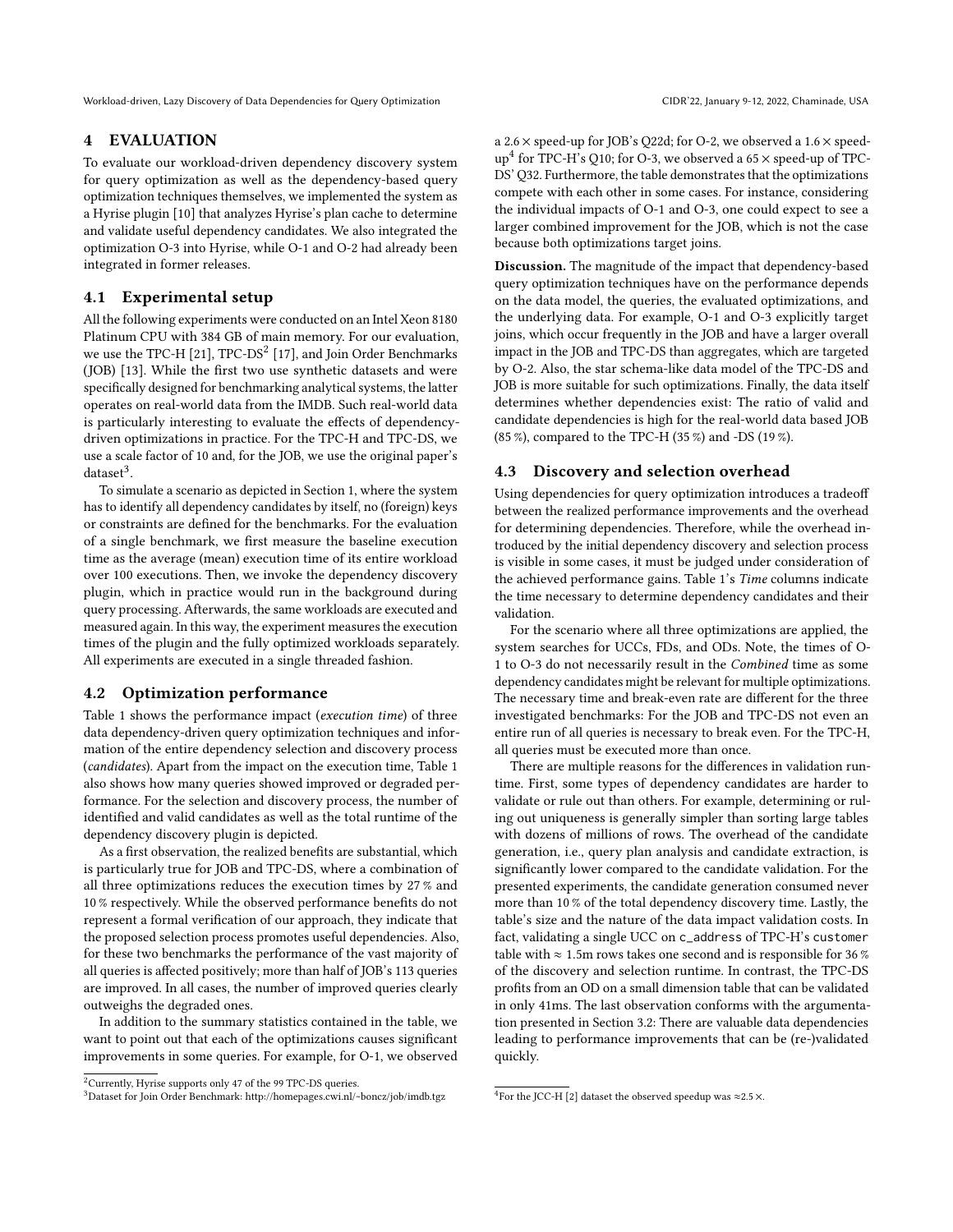## 4 EVALUATION

To evaluate our workload-driven dependency discovery system for query optimization as well as the dependency-based query optimization techniques themselves, we implemented the system as a Hyrise plugin [10] that analyzes Hyrise's plan cache to determine and validate useful dependency candidates. We also integrated the optimization O-3 into Hyrise, while O-1 and O-2 had already been integrated in former releases.

### 4.1 Experimental setup

All the following experiments were conducted on an Intel Xeon 8180 Platinum CPU with 384 GB of main memory. For our evaluation, we use the TPC-H [21], TPC-DS[2] [17], and Join Order Benchmarks (JOB) [13]. While the first two use synthetic datasets and were specifically designed for benchmarking analytical systems, the latter operates on real-world data from the IMDB. Such real-world data is particularly interesting to evaluate the effects of dependency-driven optimizations in practice. For the TPC-H and TPC-DS, we use a scale factor of 10 and, for the JOB, we use the original paper's dataset[3].

To simulate a scenario as depicted in Section 1, where the system has to identify all dependency candidates by itself, no (foreign) keys or constraints are defined for the benchmarks. For the evaluation of a single benchmark, we first measure the baseline execution time as the average (mean) execution time of its entire workload over 100 executions. Then, we invoke the dependency discovery plugin, which in practice would run in the background during query processing. Afterwards, the same workloads are executed and measured again. In this way, the experiment measures the execution times of the plugin and the fully optimized workloads separately. All experiments are executed in a single threaded fashion.

### 4.2 Optimization performance

Table 1 shows the performance impact (*execution time*) of three data dependency-driven query optimization techniques and information of the entire dependency selection and discovery process (*candidates*). Apart from the impact on the execution time, Table 1 also shows how many queries showed improved or degraded performance. For the selection and discovery process, the number of identified and valid candidates as well as the total runtime of the dependency discovery plugin is depicted.

As a first observation, the realized benefits are substantial, which is particularly true for JOB and TPC-DS, where a combination of all three optimizations reduces the execution times by 27 % and 10 % respectively. While the observed performance benefits do not represent a formal verification of our approach, they indicate that the proposed selection process promotes useful dependencies. Also, for these two benchmarks the performance of the vast majority of all queries is affected positively; more than half of JOB's 113 queries are improved. In all cases, the number of improved queries clearly outweighs the degraded ones.

In addition to the summary statistics contained in the table, we want to point out that each of the optimizations causes significant improvements in some queries. For example, for O-1, we observed a 2.6 × speed-up for JOB's Q22d; for O-2, we observed a 1.6 × speed-up[4] for TPC-H's Q10; for O-3, we observed a 65 × speed-up of TPC-DS' Q32. Furthermore, the table demonstrates that the optimizations compete with each other in some cases. For instance, considering the individual impacts of O-1 and O-3, one could expect to see a larger combined improvement for the JOB, which is not the case because both optimizations target joins.

**Discussion.** The magnitude of the impact that dependency-based query optimization techniques have on the performance depends on the data model, the queries, the evaluated optimizations, and the underlying data. For example, O-1 and O-3 explicitly target joins, which occur frequently in the JOB and have a larger overall impact in the JOB and TPC-DS than aggregates, which are targeted by O-2. Also, the star schema-like data model of the TPC-DS and JOB is more suitable for such optimizations. Finally, the data itself determines whether dependencies exist: The ratio of valid and candidate dependencies is high for the real-world data based JOB (85 %), compared to the TPC-H (35 %) and -DS (19 %).

### 4.3 Discovery and selection overhead

Using dependencies for query optimization introduces a tradeoff between the realized performance improvements and the overhead for determining dependencies. Therefore, while the overhead introduced by the initial dependency discovery and selection process is visible in some cases, it must be judged under consideration of the achieved performance gains. Table 1's *Time* columns indicate the time necessary to determine dependency candidates and their validation.

For the scenario where all three optimizations are applied, the system searches for UCCs, FDs, and ODs. Note, the times of O-1 to O-3 do not necessarily result in the *Combined* time as some dependency candidates might be relevant for multiple optimizations. The necessary time and break-even rate are different for the three investigated benchmarks: For the JOB and TPC-DS not even an entire run of all queries is necessary to break even. For the TPC-H, all queries must be executed more than once.

There are multiple reasons for the differences in validation runtime. First, some types of dependency candidates are harder to validate or rule out than others. For example, determining or ruling out uniqueness is generally simpler than sorting large tables with dozens of millions of rows. The overhead of the candidate generation, i.e., query plan analysis and candidate extraction, is significantly lower compared to the candidate validation. For the presented experiments, the candidate generation consumed never more than 10 % of the total dependency discovery time. Lastly, the table's size and the nature of the data impact validation costs. In fact, validating a single UCC on `c_address` of TPC-H's `customer` table with ≈ 1.5m rows takes one second and is responsible for 36 % of the discovery and selection runtime. In contrast, the TPC-DS profits from an OD on a small dimension table that can be validated in only 41ms. The last observation conforms with the argumentation presented in Section 3.2: There are valuable data dependencies leading to performance improvements that can be (re-)validated quickly.

---

[2] Currently, Hyrise supports only 47 of the 99 TPC-DS queries.

[3] Dataset for Join Order Benchmark: http://homepages.cwi.nl/~boncz/job/imdb.tgz

[4] For the JCC-H [2] dataset the observed speedup was ≈2.5 ×.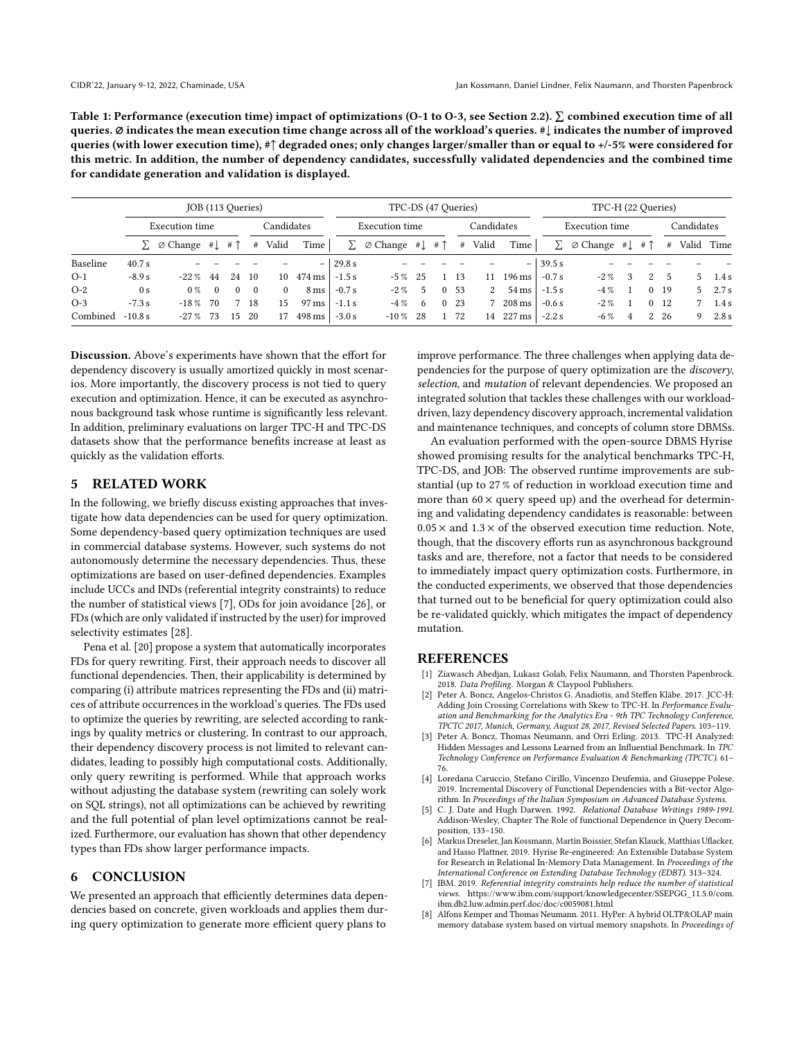**Table 1: Performance (execution time) impact of optimizations (O-1 to O-3, see Section 2.2). ∑ combined execution time of all queries. ⌀ indicates the mean execution time change across all of the workload's queries. #↓ indicates the number of improved queries (with lower execution time), #↑ degraded ones; only changes larger/smaller than or equal to +/-5% were considered for this metric. In addition, the number of dependency candidates, successfully validated dependencies and the combined time for candidate generation and validation is displayed.**

| | JOB (113 Queries) | | | | | | | TPC-DS (47 Queries) | | | | | | | TPC-H (22 Queries) | | | | | | |
|---|---|---|---|---|---|---|---|---|---|---|---|---|---|---|---|---|---|---|---|---|---|
| | Execution time | | | | Candidates | | | Execution time | | | | Candidates | | | Execution time | | | | Candidates | | |
| | ∑ | ⌀ Change | #↓ | #↑ | # | Valid | Time | ∑ | ⌀ Change | #↓ | #↑ | # | Valid | Time | ∑ | ⌀ Change | #↓ | #↑ | # | Valid | Time |
| Baseline | 40.7 s | – | – | – | – | – | – | 29.8 s | – | – | – | – | – | – | 39.5 s | – | – | – | – | – | – |
| O-1 | -8.9 s | -22 % | 44 | 24 | 10 | 10 | 474 ms | -1.5 s | -5 % | 25 | 1 | 13 | 11 | 196 ms | -0.7 s | -2 % | 3 | 2 | 5 | 5 | 1.4 s |
| O-2 | 0 s | 0 % | 0 | 0 | 0 | 0 | 8 ms | -0.7 s | -2 % | 5 | 0 | 53 | 2 | 54 ms | -1.5 s | -4 % | 1 | 0 | 19 | 5 | 2.7 s |
| O-3 | -7.3 s | -18 % | 70 | 7 | 18 | 15 | 97 ms | -1.1 s | -4 % | 6 | 0 | 23 | 7 | 208 ms | -0.6 s | -2 % | 1 | 0 | 12 | 7 | 1.4 s |
| Combined | -10.8 s | -27 % | 73 | 15 | 20 | 17 | 498 ms | -3.0 s | -10 % | 28 | 1 | 72 | 14 | 227 ms | -2.2 s | -6 % | 4 | 2 | 26 | 9 | 2.8 s |

**Discussion.** Above's experiments have shown that the effort for dependency discovery is usually amortized quickly in most scenarios. More importantly, the discovery process is not tied to query execution and optimization. Hence, it can be executed as asynchronous background task whose runtime is significantly less relevant. In addition, preliminary evaluations on larger TPC-H and TPC-DS datasets show that the performance benefits increase at least as quickly as the validation efforts.

## 5 RELATED WORK

In the following, we briefly discuss existing approaches that investigate how data dependencies can be used for query optimization. Some dependency-based query optimization techniques are used in commercial database systems. However, such systems do not autonomously determine the necessary dependencies. Thus, these optimizations are based on user-defined dependencies. Examples include UCCs and INDs (referential integrity constraints) to reduce the number of statistical views [7], ODs for join avoidance [26], or FDs (which are only validated if instructed by the user) for improved selectivity estimates [28].

Pena et al. [20] propose a system that automatically incorporates FDs for query rewriting. First, their approach needs to discover all functional dependencies. Then, their applicability is determined by comparing (i) attribute matrices representing the FDs and (ii) matrices of attribute occurrences in the workload's queries. The FDs used to optimize the queries by rewriting, are selected according to rankings by quality metrics or clustering. In contrast to our approach, their dependency discovery process is not limited to relevant candidates, leading to possibly high computational costs. Additionally, only query rewriting is performed. While that approach works without adjusting the database system (rewriting can solely work on SQL strings), not all optimizations can be achieved by rewriting and the full potential of plan level optimizations cannot be realized. Furthermore, our evaluation has shown that other dependency types than FDs show larger performance impacts.

## 6 CONCLUSION

We presented an approach that efficiently determines data dependencies based on concrete, given workloads and applies them during query optimization to generate more efficient query plans to improve performance. The three challenges when applying data dependencies for the purpose of query optimization are the *discovery*, *selection*, and *mutation* of relevant dependencies. We proposed an integrated solution that tackles these challenges with our workload-driven, lazy dependency discovery approach, incremental validation and maintenance techniques, and concepts of column store DBMSs.

An evaluation performed with the open-source DBMS Hyrise showed promising results for the analytical benchmarks TPC-H, TPC-DS, and JOB: The observed runtime improvements are substantial (up to 27 % of reduction in workload execution time and more than $60\times$ query speed up) and the overhead for determining and validating dependency candidates is reasonable: between $0.05\times$ and $1.3\times$ of the observed execution time reduction. Note, though, that the discovery efforts run as asynchronous background tasks and are, therefore, not a factor that needs to be considered to immediately impact query optimization costs. Furthermore, in the conducted experiments, we observed that those dependencies that turned out to be beneficial for query optimization could also be re-validated quickly, which mitigates the impact of dependency mutation.

## REFERENCES

[1] Ziawasch Abedjan, Lukasz Golab, Felix Naumann, and Thorsten Papenbrock. 2018. *Data Profiling*. Morgan & Claypool Publishers.

[2] Peter A. Boncz, Angelos-Christos G. Anadiotis, and Steffen Kläbe. 2017. JCC-H: Adding Join Crossing Correlations with Skew to TPC-H. In *Performance Evaluation and Benchmarking for the Analytics Era - 9th TPC Technology Conference, TPCTC 2017, Munich, Germany, August 28, 2017, Revised Selected Papers*. 103–119.

[3] Peter A. Boncz, Thomas Neumann, and Orri Erling. 2013. TPC-H Analyzed: Hidden Messages and Lessons Learned from an Influential Benchmark. In *TPC Technology Conference on Performance Evaluation & Benchmarking (TPCTC)*. 61–76.

[4] Loredana Caruccio, Stefano Cirillo, Vincenzo Deufemia, and Giuseppe Polese. 2019. Incremental Discovery of Functional Dependencies with a Bit-vector Algorithm. In *Proceedings of the Italian Symposium on Advanced Database Systems*.

[5] C. J. Date and Hugh Darwen. 1992. *Relational Database Writings 1989-1991*. Addison-Wesley, Chapter The Role of functional Dependence in Query Decomposition, 133–150.

[6] Markus Dreseler, Jan Kossmann, Martin Boissier, Stefan Klauck, Matthias Uflacker, and Hasso Plattner. 2019. Hyrise Re-engineered: An Extensible Database System for Research in Relational In-Memory Data Management. In *Proceedings of the International Conference on Extending Database Technology (EDBT)*. 313–324.

[7] IBM. 2019. *Referential integrity constraints help reduce the number of statistical views*. https://www.ibm.com/support/knowledgecenter/SSEPGG_11.5.0/com.ibm.db2.luw.admin.perf.doc/doc/c0059081.html

[8] Alfons Kemper and Thomas Neumann. 2011. HyPer: A hybrid OLTP&OLAP main memory database system based on virtual memory snapshots. In *Proceedings of*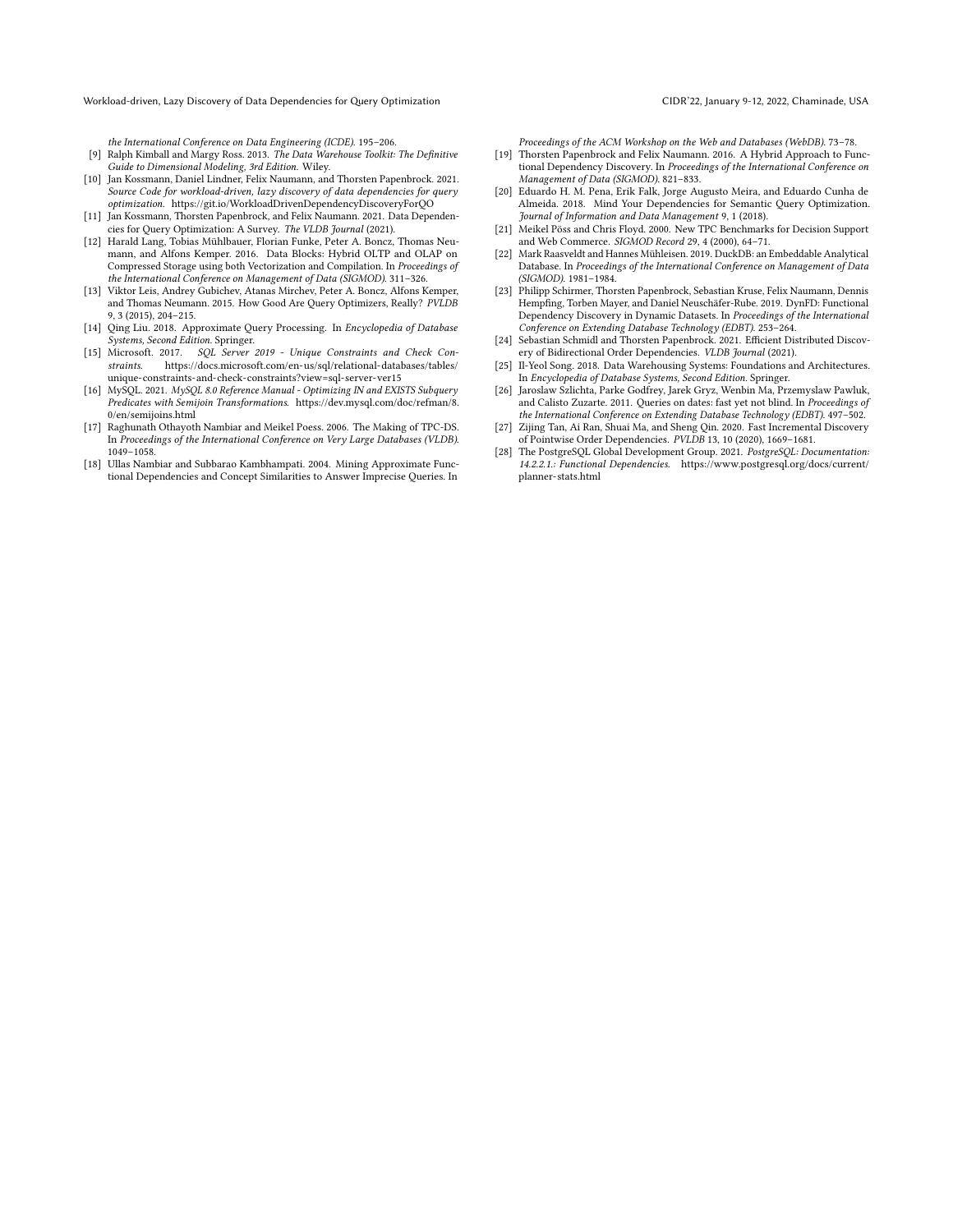the International Conference on Data Engineering (ICDE). 195–206.

[9] Ralph Kimball and Margy Ross. 2013. *The Data Warehouse Toolkit: The Definitive Guide to Dimensional Modeling, 3rd Edition.* Wiley.

[10] Jan Kossmann, Daniel Lindner, Felix Naumann, and Thorsten Papenbrock. 2021. *Source Code for workload-driven, lazy discovery of data dependencies for query optimization.* https://git.io/WorkloadDrivenDependencyDiscoveryForQO

[11] Jan Kossmann, Thorsten Papenbrock, and Felix Naumann. 2021. Data Dependencies for Query Optimization: A Survey. *The VLDB Journal* (2021).

[12] Harald Lang, Tobias Mühlbauer, Florian Funke, Peter A. Boncz, Thomas Neumann, and Alfons Kemper. 2016. Data Blocks: Hybrid OLTP and OLAP on Compressed Storage using both Vectorization and Compilation. In *Proceedings of the International Conference on Management of Data (SIGMOD).* 311–326.

[13] Viktor Leis, Andrey Gubichev, Atanas Mirchev, Peter A. Boncz, Alfons Kemper, and Thomas Neumann. 2015. How Good Are Query Optimizers, Really? *PVLDB* 9, 3 (2015), 204–215.

[14] Qing Liu. 2018. Approximate Query Processing. In *Encyclopedia of Database Systems, Second Edition.* Springer.

[15] Microsoft. 2017. *SQL Server 2019 - Unique Constraints and Check Constraints.* https://docs.microsoft.com/en-us/sql/relational-databases/tables/unique-constraints-and-check-constraints?view=sql-server-ver15

[16] MySQL. 2021. *MySQL 8.0 Reference Manual - Optimizing IN and EXISTS Subquery Predicates with Semijoin Transformations.* https://dev.mysql.com/doc/refman/8.0/en/semijoins.html

[17] Raghunath Othayoth Nambiar and Meikel Poess. 2006. The Making of TPC-DS. In *Proceedings of the International Conference on Very Large Databases (VLDB).* 1049–1058.

[18] Ullas Nambiar and Subbarao Kambhampati. 2004. Mining Approximate Functional Dependencies and Concept Similarities to Answer Imprecise Queries. In *Proceedings of the ACM Workshop on the Web and Databases (WebDB).* 73–78.

[19] Thorsten Papenbrock and Felix Naumann. 2016. A Hybrid Approach to Functional Dependency Discovery. In *Proceedings of the International Conference on Management of Data (SIGMOD).* 821–833.

[20] Eduardo H. M. Pena, Erik Falk, Jorge Augusto Meira, and Eduardo Cunha de Almeida. 2018. Mind Your Dependencies for Semantic Query Optimization. *Journal of Information and Data Management* 9, 1 (2018).

[21] Meikel Pöss and Chris Floyd. 2000. New TPC Benchmarks for Decision Support and Web Commerce. *SIGMOD Record* 29, 4 (2000), 64–71.

[22] Mark Raasveldt and Hannes Mühleisen. 2019. DuckDB: an Embeddable Analytical Database. In *Proceedings of the International Conference on Management of Data (SIGMOD).* 1981–1984.

[23] Philipp Schirmer, Thorsten Papenbrock, Sebastian Kruse, Felix Naumann, Dennis Hempfing, Torben Mayer, and Daniel Neuschäfer-Rube. 2019. DynFD: Functional Dependency Discovery in Dynamic Datasets. In *Proceedings of the International Conference on Extending Database Technology (EDBT).* 253–264.

[24] Sebastian Schmidl and Thorsten Papenbrock. 2021. Efficient Distributed Discovery of Bidirectional Order Dependencies. *VLDB Journal* (2021).

[25] Il-Yeol Song. 2018. Data Warehousing Systems: Foundations and Architectures. In *Encyclopedia of Database Systems, Second Edition.* Springer.

[26] Jaroslaw Szlichta, Parke Godfrey, Jarek Gryz, Wenbin Ma, Przemyslaw Pawluk, and Calisto Zuzarte. 2011. Queries on dates: fast yet not blind. In *Proceedings of the International Conference on Extending Database Technology (EDBT).* 497–502.

[27] Zijing Tan, Ai Ran, Shuai Ma, and Sheng Qin. 2020. Fast Incremental Discovery of Pointwise Order Dependencies. *PVLDB* 13, 10 (2020), 1669–1681.

[28] The PostgreSQL Global Development Group. 2021. *PostgreSQL: Documentation: 14.2.2.1.: Functional Dependencies.* https://www.postgresql.org/docs/current/planner-stats.html